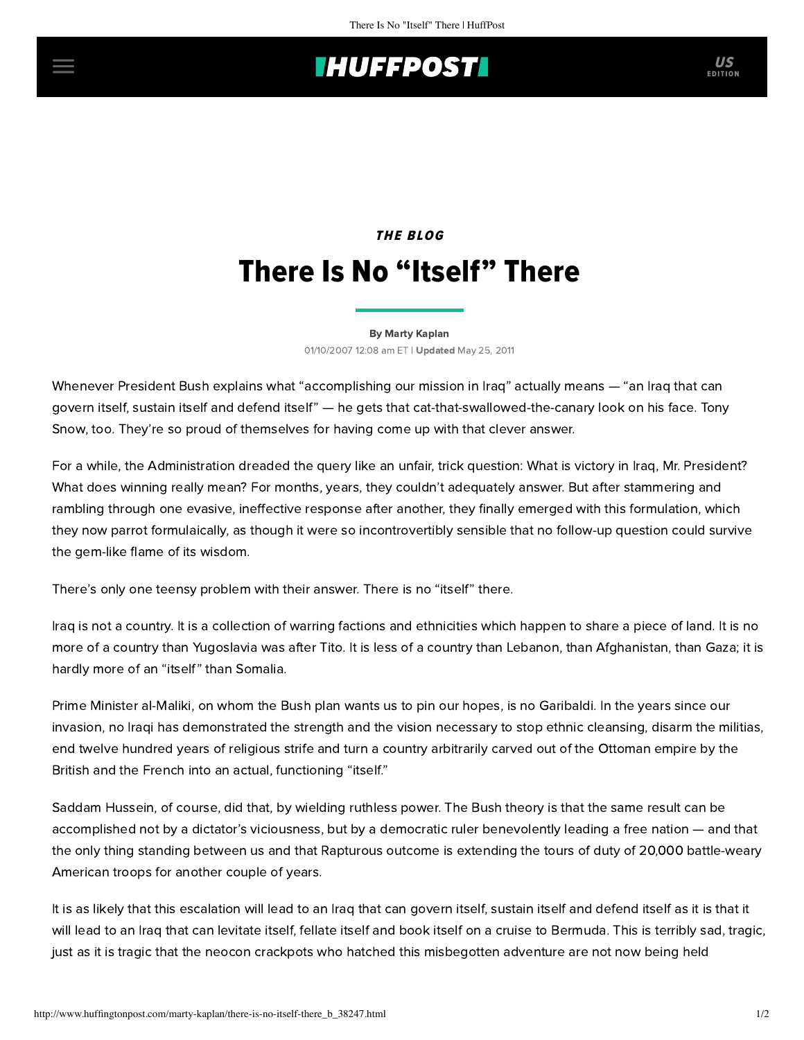*THE BLOG*

# There Is No "Itself" There

By Marty Kaplan

01/10/2007 12:08 am ET | **Updated** May 25, 2011

Whenever President Bush explains what "accomplishing our mission in Iraq" actually means — "an Iraq that can govern itself, sustain itself and defend itself" — he gets that cat-that-swallowed-the-canary look on his face. Tony Snow, too. They're so proud of themselves for having come up with that clever answer.

For a while, the Administration dreaded the query like an unfair, trick question: What is victory in Iraq, Mr. President? What does winning really mean? For months, years, they couldn't adequately answer. But after stammering and rambling through one evasive, ineffective response after another, they finally emerged with this formulation, which they now parrot formulaically, as though it were so incontrovertibly sensible that no follow-up question could survive the gem-like flame of its wisdom.

There's only one teensy problem with their answer. There is no "itself" there.

Iraq is not a country. It is a collection of warring factions and ethnicities which happen to share a piece of land. It is no more of a country than Yugoslavia was after Tito. It is less of a country than Lebanon, than Afghanistan, than Gaza; it is hardly more of an "itself" than Somalia.

Prime Minister al-Maliki, on whom the Bush plan wants us to pin our hopes, is no Garibaldi. In the years since our invasion, no Iraqi has demonstrated the strength and the vision necessary to stop ethnic cleansing, disarm the militias, end twelve hundred years of religious strife and turn a country arbitrarily carved out of the Ottoman empire by the British and the French into an actual, functioning "itself."

Saddam Hussein, of course, did that, by wielding ruthless power. The Bush theory is that the same result can be accomplished not by a dictator's viciousness, but by a democratic ruler benevolently leading a free nation — and that the only thing standing between us and that Rapturous outcome is extending the tours of duty of 20,000 battle-weary American troops for another couple of years.

It is as likely that this escalation will lead to an Iraq that can govern itself, sustain itself and defend itself as it is that it will lead to an Iraq that can levitate itself, fellate itself and book itself on a cruise to Bermuda. This is terribly sad, tragic, just as it is tragic that the neocon crackpots who hatched this misbegotten adventure are not now being held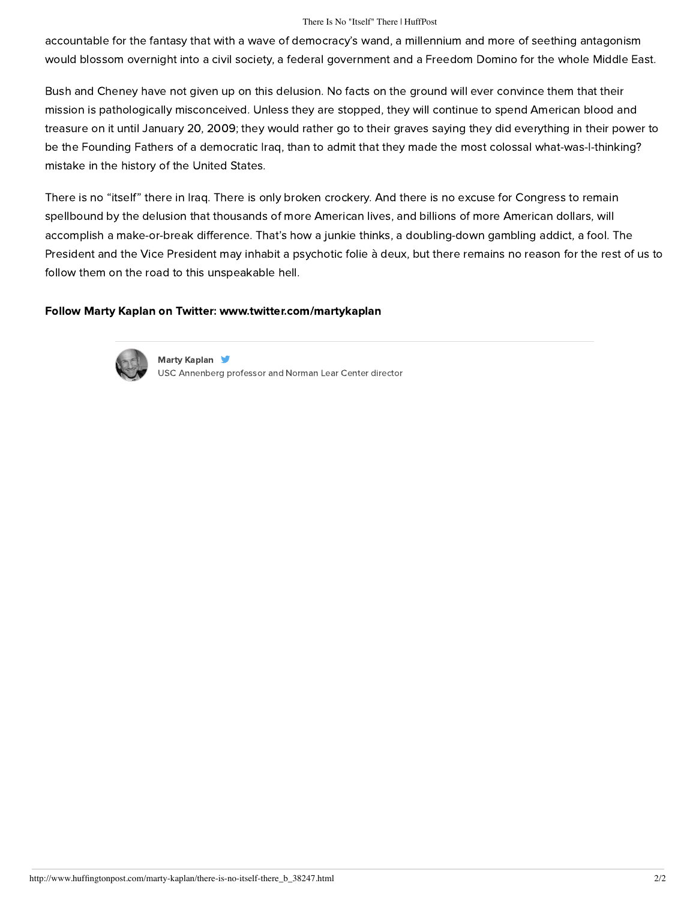accountable for the fantasy that with a wave of democracy's wand, a millennium and more of seething antagonism would blossom overnight into a civil society, a federal government and a Freedom Domino for the whole Middle East.

Bush and Cheney have not given up on this delusion. No facts on the ground will ever convince them that their mission is pathologically misconceived. Unless they are stopped, they will continue to spend American blood and treasure on it until January 20, 2009; they would rather go to their graves saying they did everything in their power to be the Founding Fathers of a democratic Iraq, than to admit that they made the most colossal what-was-I-thinking? mistake in the history of the United States.

There is no "itself" there in Iraq. There is only broken crockery. And there is no excuse for Congress to remain spellbound by the delusion that thousands of more American lives, and billions of more American dollars, will accomplish a make-or-break difference. That's how a junkie thinks, a doubling-down gambling addict, a fool. The President and the Vice President may inhabit a psychotic folie à deux, but there remains no reason for the rest of us to follow them on the road to this unspeakable hell.

**Follow Marty Kaplan on Twitter: www.twitter.com/martykaplan**

**Marty Kaplan**
USC Annenberg professor and Norman Lear Center director